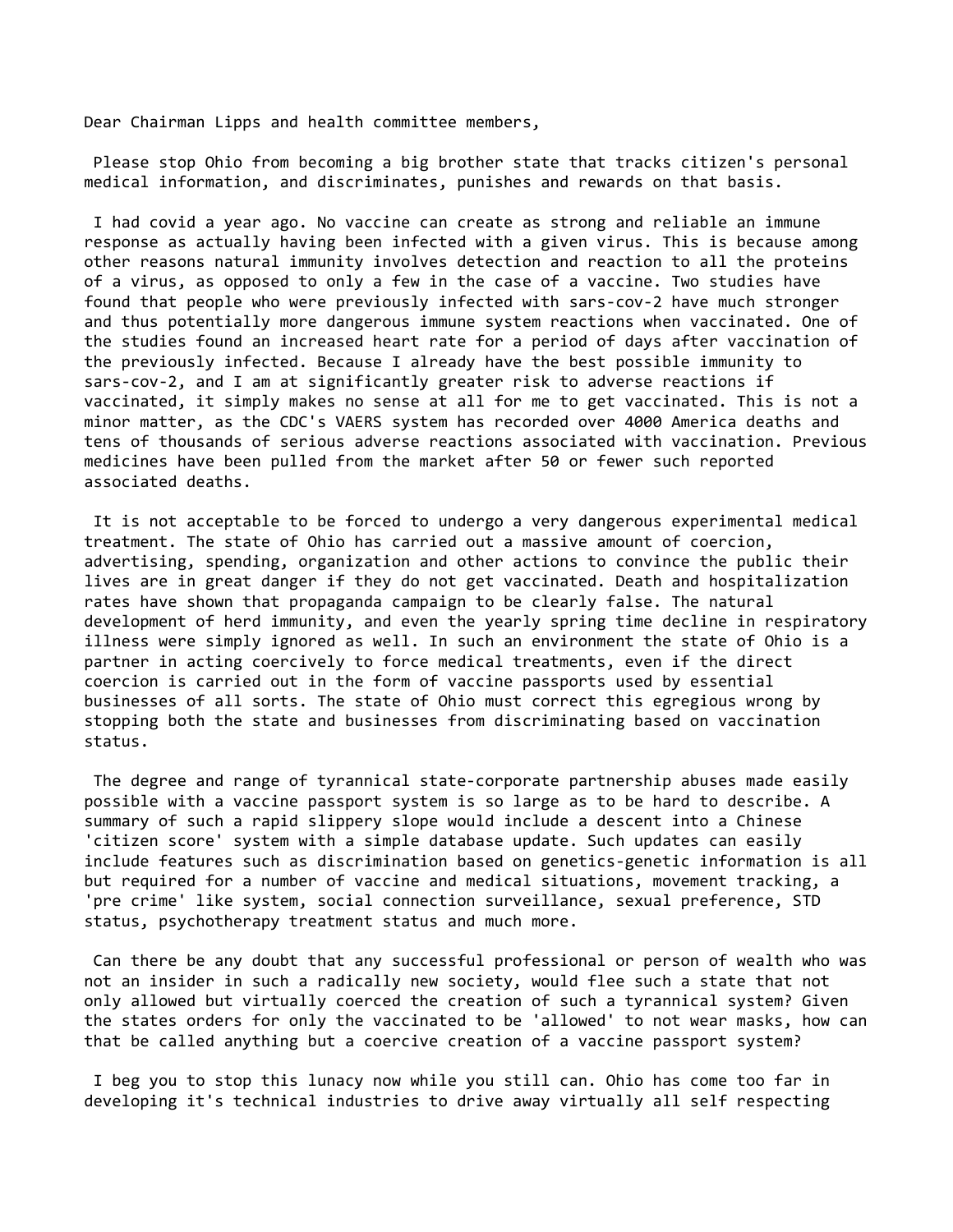Dear Chairman Lipps and health committee members,

Please stop Ohio from becoming a big brother state that tracks citizen's personal medical information, and discriminates, punishes and rewards on that basis.

I had covid a year ago. No vaccine can create as strong and reliable an immune response as actually having been infected with a given virus. This is because among other reasons natural immunity involves detection and reaction to all the proteins of a virus, as opposed to only a few in the case of a vaccine. Two studies have found that people who were previously infected with sars-cov-2 have much stronger and thus potentially more dangerous immune system reactions when vaccinated. One of the studies found an increased heart rate for a period of days after vaccination of the previously infected. Because I already have the best possible immunity to sars-cov-2, and I am at significantly greater risk to adverse reactions if vaccinated, it simply makes no sense at all for me to get vaccinated. This is not a minor matter, as the CDC's VAERS system has recorded over 4000 America deaths and tens of thousands of serious adverse reactions associated with vaccination. Previous medicines have been pulled from the market after 50 or fewer such reported associated deaths.

It is not acceptable to be forced to undergo a very dangerous experimental medical treatment. The state of Ohio has carried out a massive amount of coercion, advertising, spending, organization and other actions to convince the public their lives are in great danger if they do not get vaccinated. Death and hospitalization rates have shown that propaganda campaign to be clearly false. The natural development of herd immunity, and even the yearly spring time decline in respiratory illness were simply ignored as well. In such an environment the state of Ohio is a partner in acting coercively to force medical treatments, even if the direct coercion is carried out in the form of vaccine passports used by essential businesses of all sorts. The state of Ohio must correct this egregious wrong by stopping both the state and businesses from discriminating based on vaccination status.

The degree and range of tyrannical state-corporate partnership abuses made easily possible with a vaccine passport system is so large as to be hard to describe. A summary of such a rapid slippery slope would include a descent into a Chinese 'citizen score' system with a simple database update. Such updates can easily include features such as discrimination based on genetics-genetic information is all but required for a number of vaccine and medical situations, movement tracking, a 'pre crime' like system, social connection surveillance, sexual preference, STD status, psychotherapy treatment status and much more.

Can there be any doubt that any successful professional or person of wealth who was not an insider in such a radically new society, would flee such a state that not only allowed but virtually coerced the creation of such a tyrannical system? Given the states orders for only the vaccinated to be 'allowed' to not wear masks, how can that be called anything but a coercive creation of a vaccine passport system?

I beg you to stop this lunacy now while you still can. Ohio has come too far in developing it's technical industries to drive away virtually all self respecting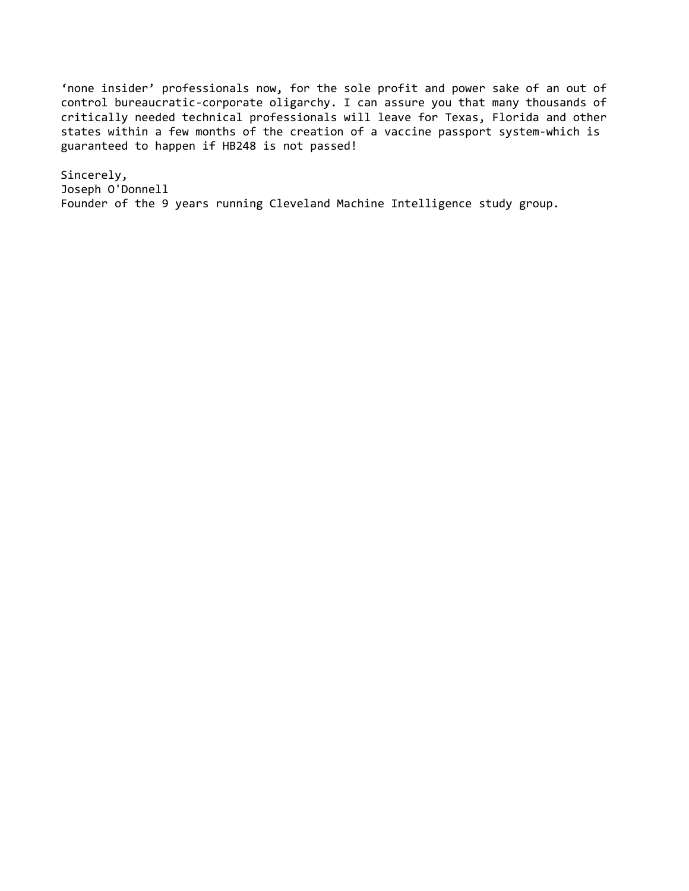'none insider' professionals now, for the sole profit and power sake of an out of control bureaucratic-corporate oligarchy. I can assure you that many thousands of critically needed technical professionals will leave for Texas, Florida and other states within a few months of the creation of a vaccine passport system-which is guaranteed to happen if HB248 is not passed!

Sincerely,
Joseph O'Donnell
Founder of the 9 years running Cleveland Machine Intelligence study group.